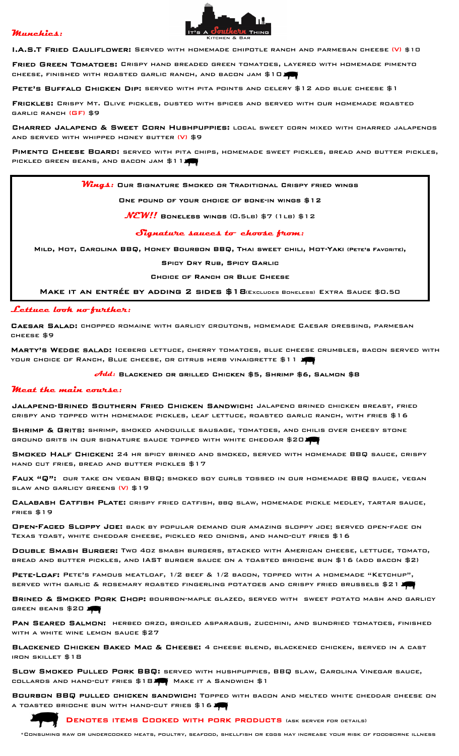# It's a Southern Thing
Kitchen & Bar

## Munchies:

**I.A.S.T Fried Cauliflower:** Served with homemade chipotle ranch and parmesan cheese (V) $10

**Fried Green Tomatoes:** Crispy hand breaded green tomatoes, layered with homemade pimento cheese, finished with roasted garlic ranch, and bacon jam $10

**Pete's Buffalo Chicken Dip:** served with pita points and celery $12 add blue cheese $1

**Frickles:** Crispy Mt. Olive pickles, dusted with spices and served with our homemade roasted garlic ranch (GF) $9

**Charred Jalapeno & Sweet Corn Hushpuppies:** local sweet corn mixed with charred jalapenos and served with whipped honey butter (V) $9

**Pimento Cheese Board:** served with pita chips, homemade sweet pickles, bread and butter pickles, pickled green beans, and bacon jam $11

## Wings: Our Signature Smoked or Traditional Crispy fried wings

One pound of your choice of bone-in wings $12

*NEW!!* Boneless wings (0.5lb) $7 (1lb) $12

### Signature sauces to choose from:

Mild, Hot, Carolina BBQ, Honey Bourbon BBQ, Thai sweet chili, Hot-Yaki (Pete's Favorite),

Spicy Dry Rub, Spicy Garlic

Choice of Ranch or Blue Cheese

Make it an entrée by adding 2 sides $18 (Excludes Boneless) Extra Sauce $0.50

## Lettuce look no further:

**Caesar Salad:** chopped romaine with garlicy croutons, homemade Caesar dressing, parmesan cheese $9

**Marty's Wedge salad:** Iceberg lettuce, cherry tomatoes, blue cheese crumbles, bacon served with your choice of Ranch, Blue cheese, or citrus herb vinaigrette $11

*Add:* Blackened or grilled Chicken $5, Shrimp $6, Salmon $8

## Meat the main course:

**Jalapeno-Brined Southern Fried Chicken Sandwich:** Jalapeno brined chicken breast, fried crispy and topped with homemade pickles, leaf lettuce, roasted garlic ranch, with fries $16

**Shrimp & Grits:** shrimp, smoked andouille sausage, tomatoes, and chilis over cheesy stone ground grits in our signature sauce topped with white cheddar $20

**Smoked Half Chicken:** 24 hr spicy brined and smoked, served with homemade BBQ sauce, crispy hand cut fries, bread and butter pickles $17

**Faux "Q":** our take on vegan BBQ; smoked soy curls tossed in our homemade BBQ sauce, vegan slaw and garlicy greens (V) $19

**Calabash Catfish Plate:** crispy fried catfish, bbq slaw, homemade pickle medley, tartar sauce, fries $19

**Open-Faced Sloppy Joe:** back by popular demand our amazing sloppy joe; served open-face on Texas toast, white cheddar cheese, pickled red onions, and hand-cut fries $16

**Double Smash Burger:** Two 4oz smash burgers, stacked with American cheese, lettuce, tomato, bread and butter pickles, and IAST burger sauce on a toasted brioche bun $16 (add bacon $2)

**Pete-Loaf:** Pete's famous meatloaf, 1/2 beef & 1/2 bacon, topped with a homemade "Ketchup", served with garlic & rosemary roasted fingerling potatoes and crispy fried brussels $21

**Brined & Smoked Pork Chop:** bourbon-maple glazed, served with sweet potato mash and garlicy green beans $20

**Pan Seared Salmon:** herbed orzo, broiled asparagus, zucchini, and sundried tomatoes, finished with a white wine lemon sauce $27

**Blackened Chicken Baked Mac & Cheese:** 4 cheese blend, blackened chicken, served in a cast iron skillet $18

**Slow Smoked Pulled Pork BBQ:** served with hushpuppies, BBQ slaw, Carolina Vinegar sauce, collards and hand-cut fries $18 Make it a Sandwich $1

**Bourbon BBQ pulled chicken sandwich:** Topped with bacon and melted white cheddar cheese on a toasted brioche bun with hand-cut fries $16

Denotes items Cooked with pork products (ask server for details)

*Consuming raw or undercooked meats, poultry, seafood, shellfish or eggs may increase your risk of foodborne illness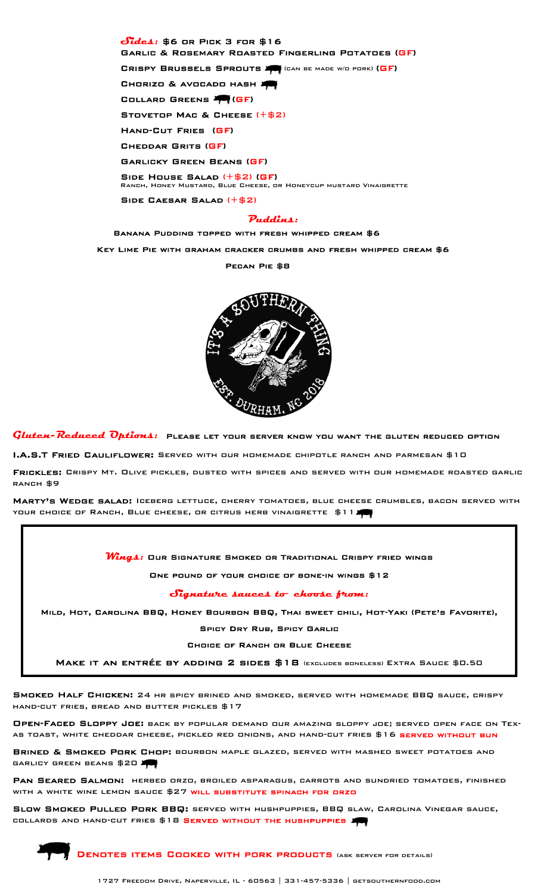## *Sides:* $6 or Pick 3 for $16

- Garlic & Rosemary Roasted Fingerling Potatoes (GF)
- Crispy Brussels Sprouts (can be made w/o pork) (GF)
- Chorizo & avocado hash
- Collard Greens (GF)
- Stovetop Mac & Cheese (+$2)
- Hand-Cut Fries (GF)
- Cheddar Grits (GF)
- Garlicky Green Beans (GF)
- Side House Salad (+$2) (GF)
  Ranch, Honey Mustard, Blue Cheese, or Honeycup mustard Vinaigrette
- Side Caesar Salad (+$2)

## *Puddins:*

Banana Pudding topped with fresh whipped cream $6

Key Lime Pie with graham cracker crumbs and fresh whipped cream $6

Pecan Pie $8

It's a Southern Thing
Est. Durham, NC 2018

## *Gluten-Reduced Options:* Please let your server know you want the gluten reduced option

**I.A.S.T Fried Cauliflower:** Served with our homemade chipotle ranch and parmesan $10

**Frickles:** Crispy Mt. Olive pickles, dusted with spices and served with our homemade roasted garlic ranch $9

**Marty's Wedge salad:** Iceberg lettuce, cherry tomatoes, blue cheese crumbles, bacon served with your choice of Ranch, Blue cheese, or citrus herb vinaigrette $11

### *Wings:* Our Signature Smoked or Traditional Crispy fried wings

One pound of your choice of bone-in wings $12

*Signature sauces to choose from:*

Mild, Hot, Carolina BBQ, Honey Bourbon BBQ, Thai sweet chili, Hot-Yaki (Pete's Favorite), Spicy Dry Rub, Spicy Garlic

Choice of Ranch or Blue Cheese

Make it an entrée by adding 2 sides $18 (excludes boneless) Extra Sauce $0.50

**Smoked Half Chicken:** 24 hr spicy brined and smoked, served with homemade BBQ sauce, crispy hand-cut fries, bread and butter pickles $17

**Open-Faced Sloppy Joe:** back by popular demand our amazing sloppy joe; served open face on Texas toast, white cheddar cheese, pickled red onions, and hand-cut fries $16 served without bun

**Brined & Smoked Pork Chop:** bourbon maple glazed, served with mashed sweet potatoes and garlicy green beans $20

**Pan Seared Salmon:** herbed orzo, broiled asparagus, carrots and sundried tomatoes, finished with a white wine lemon sauce $27 will substitute spinach for orzo

**Slow Smoked Pulled Pork BBQ:** served with hushpuppies, BBQ slaw, Carolina Vinegar sauce, collards and hand-cut fries $18 Served without the hushpuppies

Denotes items Cooked with pork products (ask server for details)

1727 Freedom Drive, Naperville, IL - 60563 | 331-457-5336 | getsouthernfood.com